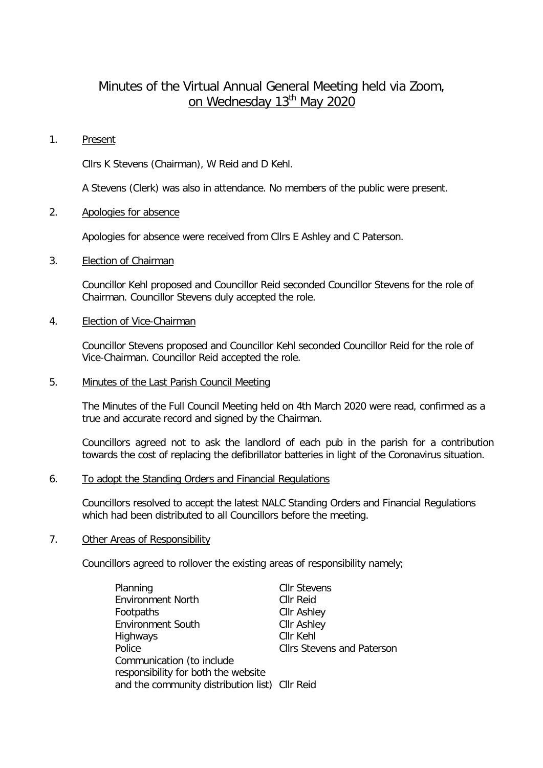# Minutes of the Virtual Annual General Meeting held via Zoom, on Wednesday 13th May 2020

1. Present

   Cllrs K Stevens (Chairman), W Reid and D Kehl.

   A Stevens (Clerk) was also in attendance. No members of the public were present.

2. Apologies for absence

   Apologies for absence were received from Cllrs E Ashley and C Paterson.

3. Election of Chairman

   Councillor Kehl proposed and Councillor Reid seconded Councillor Stevens for the role of Chairman. Councillor Stevens duly accepted the role.

4. Election of Vice-Chairman

   Councillor Stevens proposed and Councillor Kehl seconded Councillor Reid for the role of Vice-Chairman. Councillor Reid accepted the role.

5. Minutes of the Last Parish Council Meeting

   The Minutes of the Full Council Meeting held on 4th March 2020 were read, confirmed as a true and accurate record and signed by the Chairman.

   Councillors agreed not to ask the landlord of each pub in the parish for a contribution towards the cost of replacing the defibrillator batteries in light of the Coronavirus situation.

6. To adopt the Standing Orders and Financial Regulations

   Councillors resolved to accept the latest NALC Standing Orders and Financial Regulations which had been distributed to all Councillors before the meeting.

7. Other Areas of Responsibility

   Councillors agreed to rollover the existing areas of responsibility namely;

| Area | Councillor |
|---|---|
| Planning | Cllr Stevens |
| Environment North | Cllr Reid |
| Footpaths | Cllr Ashley |
| Environment South | Cllr Ashley |
| Highways | Cllr Kehl |
| Police | Cllrs Stevens and Paterson |
| Communication (to include responsibility for both the website and the community distribution list) | Cllr Reid |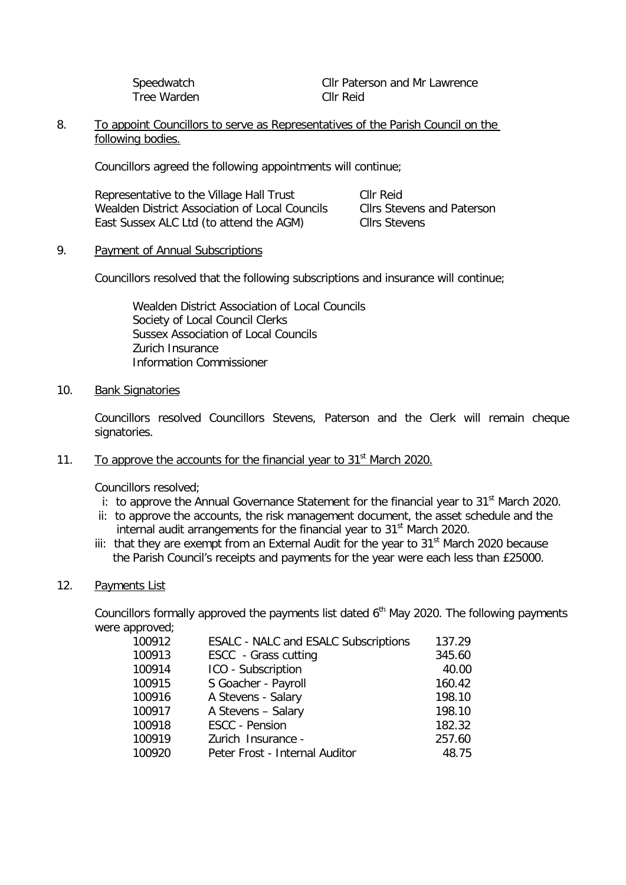| | |
|---|---|
| Speedwatch | Cllr Paterson and Mr Lawrence |
| Tree Warden | Cllr Reid |

8. To appoint Councillors to serve as Representatives of the Parish Council on the following bodies.

Councillors agreed the following appointments will continue;

| | |
|---|---|
| Representative to the Village Hall Trust | Cllr Reid |
| Wealden District Association of Local Councils | Cllrs Stevens and Paterson |
| East Sussex ALC Ltd (to attend the AGM) | Cllrs Stevens |

9. Payment of Annual Subscriptions

Councillors resolved that the following subscriptions and insurance will continue;

Wealden District Association of Local Councils
Society of Local Council Clerks
Sussex Association of Local Councils
Zurich Insurance
Information Commissioner

10. Bank Signatories

Councillors resolved Councillors Stevens, Paterson and the Clerk will remain cheque signatories.

11. To approve the accounts for the financial year to 31st March 2020.

Councillors resolved;

i: to approve the Annual Governance Statement for the financial year to 31st March 2020.
ii: to approve the accounts, the risk management document, the asset schedule and the internal audit arrangements for the financial year to 31st March 2020.
iii: that they are exempt from an External Audit for the year to 31st March 2020 because the Parish Council's receipts and payments for the year were each less than £25000.

12. Payments List

Councillors formally approved the payments list dated 6th May 2020. The following payments were approved;

| | | |
|---|---|---:|
| 100912 | ESALC - NALC and ESALC Subscriptions | 137.29 |
| 100913 | ESCC - Grass cutting | 345.60 |
| 100914 | ICO - Subscription | 40.00 |
| 100915 | S Goacher - Payroll | 160.42 |
| 100916 | A Stevens - Salary | 198.10 |
| 100917 | A Stevens – Salary | 198.10 |
| 100918 | ESCC - Pension | 182.32 |
| 100919 | Zurich Insurance - | 257.60 |
| 100920 | Peter Frost - Internal Auditor | 48.75 |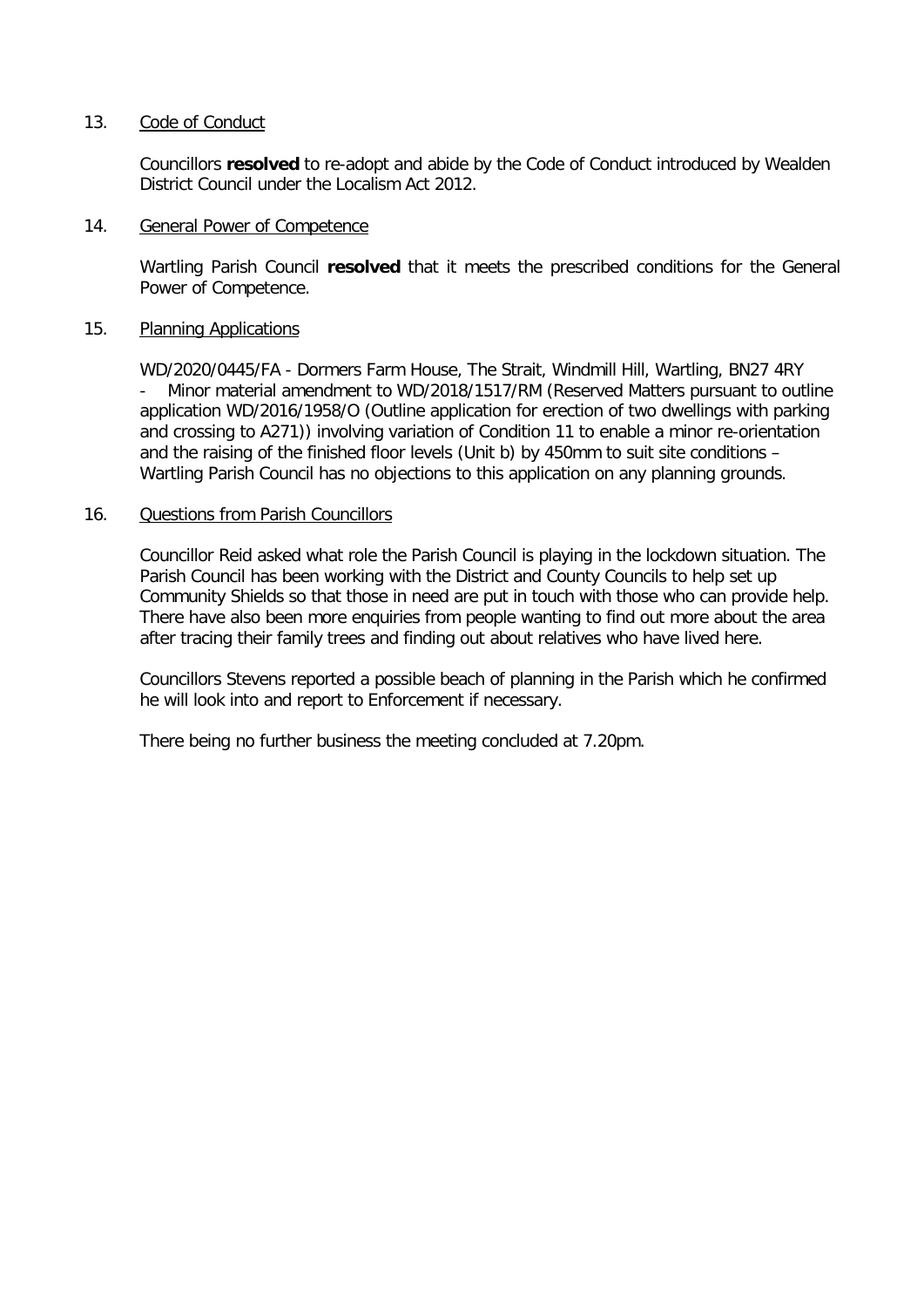13. Code of Conduct

Councillors **resolved** to re-adopt and abide by the Code of Conduct introduced by Wealden District Council under the Localism Act 2012.

14. General Power of Competence

Wartling Parish Council **resolved** that it meets the prescribed conditions for the General Power of Competence.

15. Planning Applications

WD/2020/0445/FA - Dormers Farm House, The Strait, Windmill Hill, Wartling, BN27 4RY - Minor material amendment to WD/2018/1517/RM (Reserved Matters pursuant to outline application WD/2016/1958/O (Outline application for erection of two dwellings with parking and crossing to A271)) involving variation of Condition 11 to enable a minor re-orientation and the raising of the finished floor levels (Unit b) by 450mm to suit site conditions – Wartling Parish Council has no objections to this application on any planning grounds.

16. Questions from Parish Councillors

Councillor Reid asked what role the Parish Council is playing in the lockdown situation. The Parish Council has been working with the District and County Councils to help set up Community Shields so that those in need are put in touch with those who can provide help. There have also been more enquiries from people wanting to find out more about the area after tracing their family trees and finding out about relatives who have lived here.

Councillors Stevens reported a possible beach of planning in the Parish which he confirmed he will look into and report to Enforcement if necessary.

There being no further business the meeting concluded at 7.20pm.